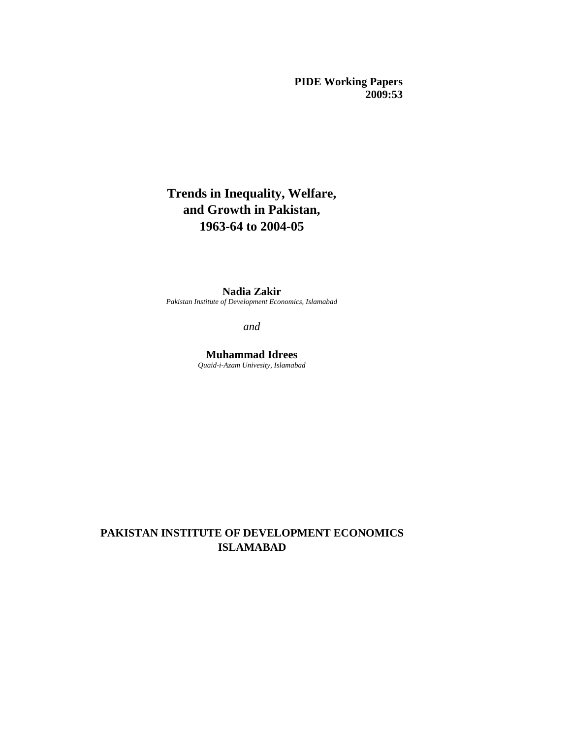**PIDE Working Papers**
**2009:53**

# Trends in Inequality, Welfare, and Growth in Pakistan, 1963-64 to 2004-05

**Nadia Zakir**
*Pakistan Institute of Development Economics, Islamabad*

*and*

**Muhammad Idrees**
*Quaid-i-Azam Univesity, Islamabad*

**PAKISTAN INSTITUTE OF DEVELOPMENT ECONOMICS**
**ISLAMABAD**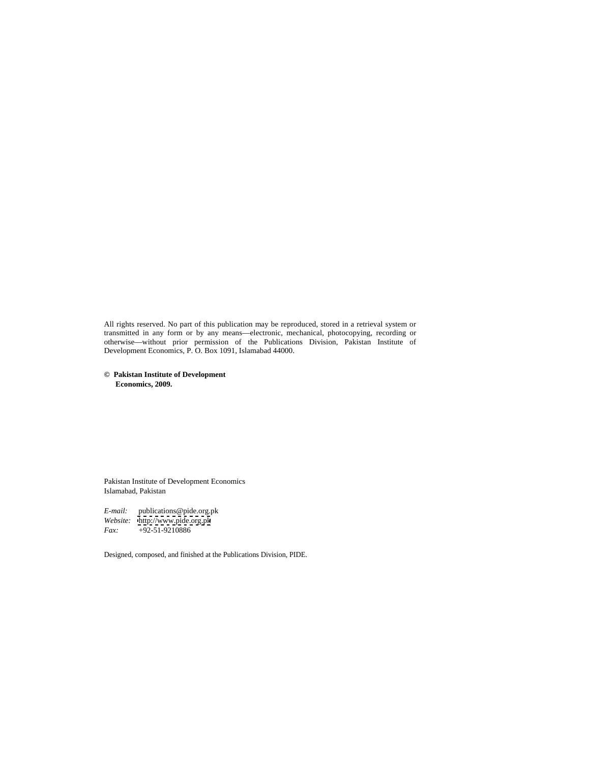All rights reserved. No part of this publication may be reproduced, stored in a retrieval system or transmitted in any form or by any means—electronic, mechanical, photocopying, recording or otherwise—without prior permission of the Publications Division, Pakistan Institute of Development Economics, P. O. Box 1091, Islamabad 44000.

**© Pakistan Institute of Development Economics, 2009.**

Pakistan Institute of Development Economics
Islamabad, Pakistan

*E-mail:* publications@pide.org.pk
*Website:* http://www.pide.org.pk
*Fax:* +92-51-9210886

Designed, composed, and finished at the Publications Division, PIDE.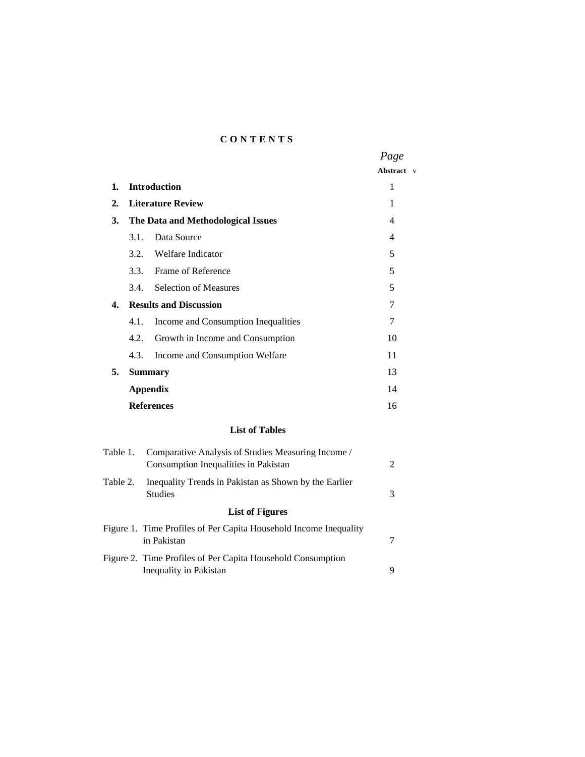# C O N T E N T S

| | | *Page* |
|---|---|---|
| | **Abstract** | v |
| **1.** | **Introduction** | 1 |
| **2.** | **Literature Review** | 1 |
| **3.** | **The Data and Methodological Issues** | 4 |
| | 3.1. Data Source | 4 |
| | 3.2. Welfare Indicator | 5 |
| | 3.3. Frame of Reference | 5 |
| | 3.4. Selection of Measures | 5 |
| **4.** | **Results and Discussion** | 7 |
| | 4.1. Income and Consumption Inequalities | 7 |
| | 4.2. Growth in Income and Consumption | 10 |
| | 4.3. Income and Consumption Welfare | 11 |
| **5.** | **Summary** | 13 |
| | **Appendix** | 14 |
| | **References** | 16 |

## List of Tables

| | | |
|---|---|---|
| Table 1. | Comparative Analysis of Studies Measuring Income / Consumption Inequalities in Pakistan | 2 |
| Table 2. | Inequality Trends in Pakistan as Shown by the Earlier Studies | 3 |

## List of Figures

| | | |
|---|---|---|
| Figure 1. | Time Profiles of Per Capita Household Income Inequality in Pakistan | 7 |
| Figure 2. | Time Profiles of Per Capita Household Consumption Inequality in Pakistan | 9 |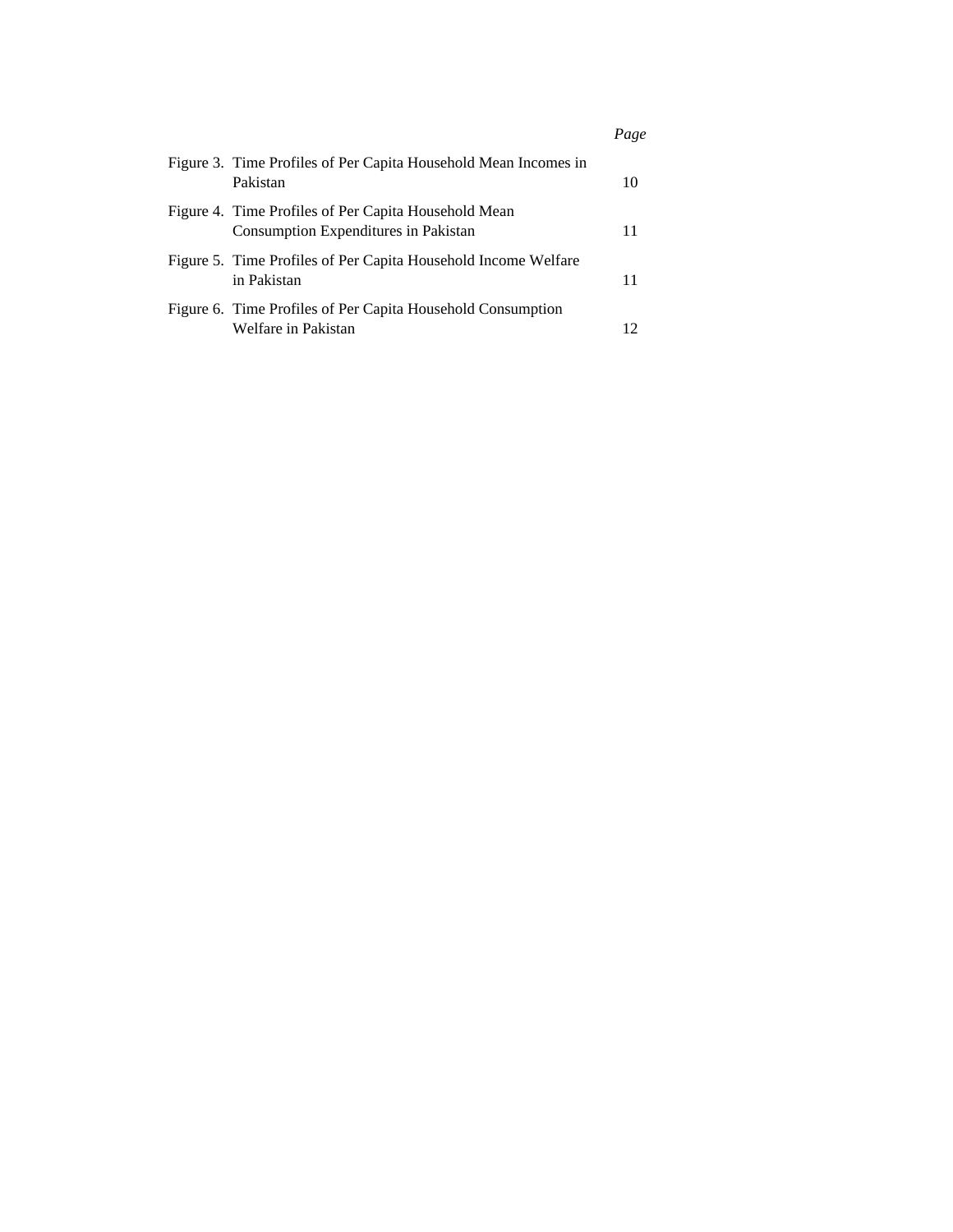| | | *Page* |
|---|---|---|
| Figure 3. | Time Profiles of Per Capita Household Mean Incomes in Pakistan | 10 |
| Figure 4. | Time Profiles of Per Capita Household Mean Consumption Expenditures in Pakistan | 11 |
| Figure 5. | Time Profiles of Per Capita Household Income Welfare in Pakistan | 11 |
| Figure 6. | Time Profiles of Per Capita Household Consumption Welfare in Pakistan | 12 |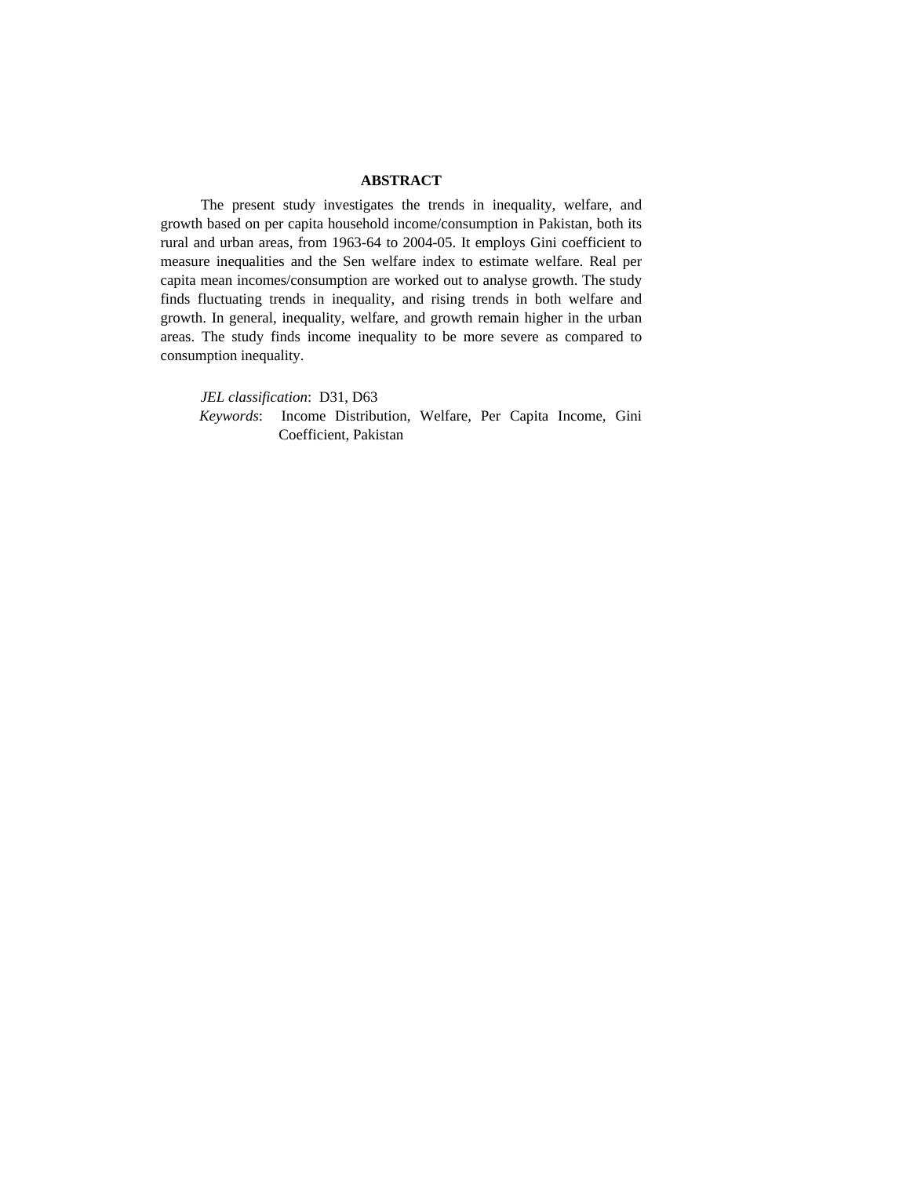## ABSTRACT

The present study investigates the trends in inequality, welfare, and growth based on per capita household income/consumption in Pakistan, both its rural and urban areas, from 1963-64 to 2004-05. It employs Gini coefficient to measure inequalities and the Sen welfare index to estimate welfare. Real per capita mean incomes/consumption are worked out to analyse growth. The study finds fluctuating trends in inequality, and rising trends in both welfare and growth. In general, inequality, welfare, and growth remain higher in the urban areas. The study finds income inequality to be more severe as compared to consumption inequality.

*JEL classification*: D31, D63

*Keywords*: Income Distribution, Welfare, Per Capita Income, Gini Coefficient, Pakistan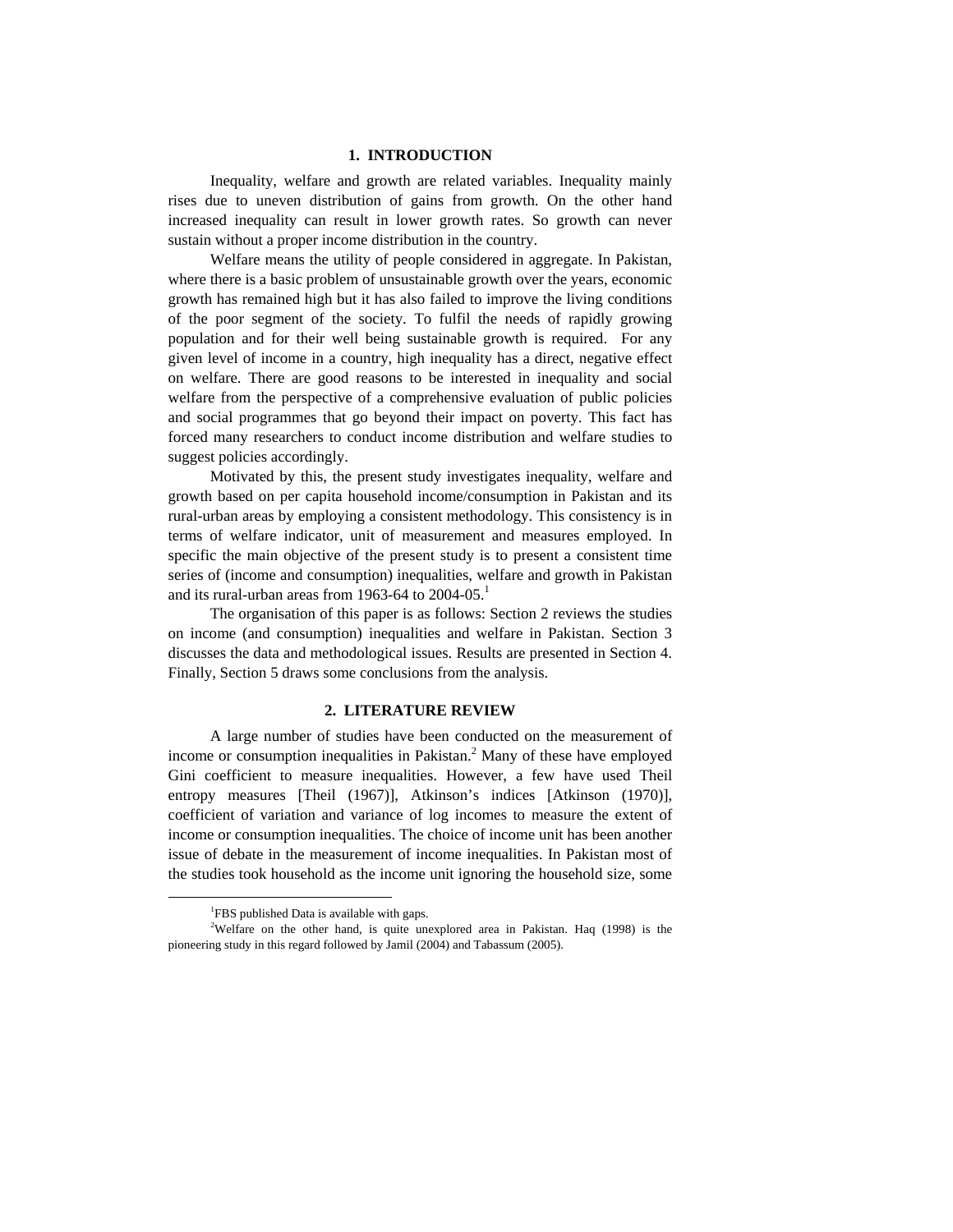## 1. INTRODUCTION

Inequality, welfare and growth are related variables. Inequality mainly rises due to uneven distribution of gains from growth. On the other hand increased inequality can result in lower growth rates. So growth can never sustain without a proper income distribution in the country.

Welfare means the utility of people considered in aggregate. In Pakistan, where there is a basic problem of unsustainable growth over the years, economic growth has remained high but it has also failed to improve the living conditions of the poor segment of the society. To fulfil the needs of rapidly growing population and for their well being sustainable growth is required. For any given level of income in a country, high inequality has a direct, negative effect on welfare. There are good reasons to be interested in inequality and social welfare from the perspective of a comprehensive evaluation of public policies and social programmes that go beyond their impact on poverty. This fact has forced many researchers to conduct income distribution and welfare studies to suggest policies accordingly.

Motivated by this, the present study investigates inequality, welfare and growth based on per capita household income/consumption in Pakistan and its rural-urban areas by employing a consistent methodology. This consistency is in terms of welfare indicator, unit of measurement and measures employed. In specific the main objective of the present study is to present a consistent time series of (income and consumption) inequalities, welfare and growth in Pakistan and its rural-urban areas from 1963-64 to 2004-05.[1]

The organisation of this paper is as follows: Section 2 reviews the studies on income (and consumption) inequalities and welfare in Pakistan. Section 3 discusses the data and methodological issues. Results are presented in Section 4. Finally, Section 5 draws some conclusions from the analysis.

## 2. LITERATURE REVIEW

A large number of studies have been conducted on the measurement of income or consumption inequalities in Pakistan.[2] Many of these have employed Gini coefficient to measure inequalities. However, a few have used Theil entropy measures [Theil (1967)], Atkinson's indices [Atkinson (1970)], coefficient of variation and variance of log incomes to measure the extent of income or consumption inequalities. The choice of income unit has been another issue of debate in the measurement of income inequalities. In Pakistan most of the studies took household as the income unit ignoring the household size, some

---

[1]FBS published Data is available with gaps.

[2]Welfare on the other hand, is quite unexplored area in Pakistan. Haq (1998) is the pioneering study in this regard followed by Jamil (2004) and Tabassum (2005).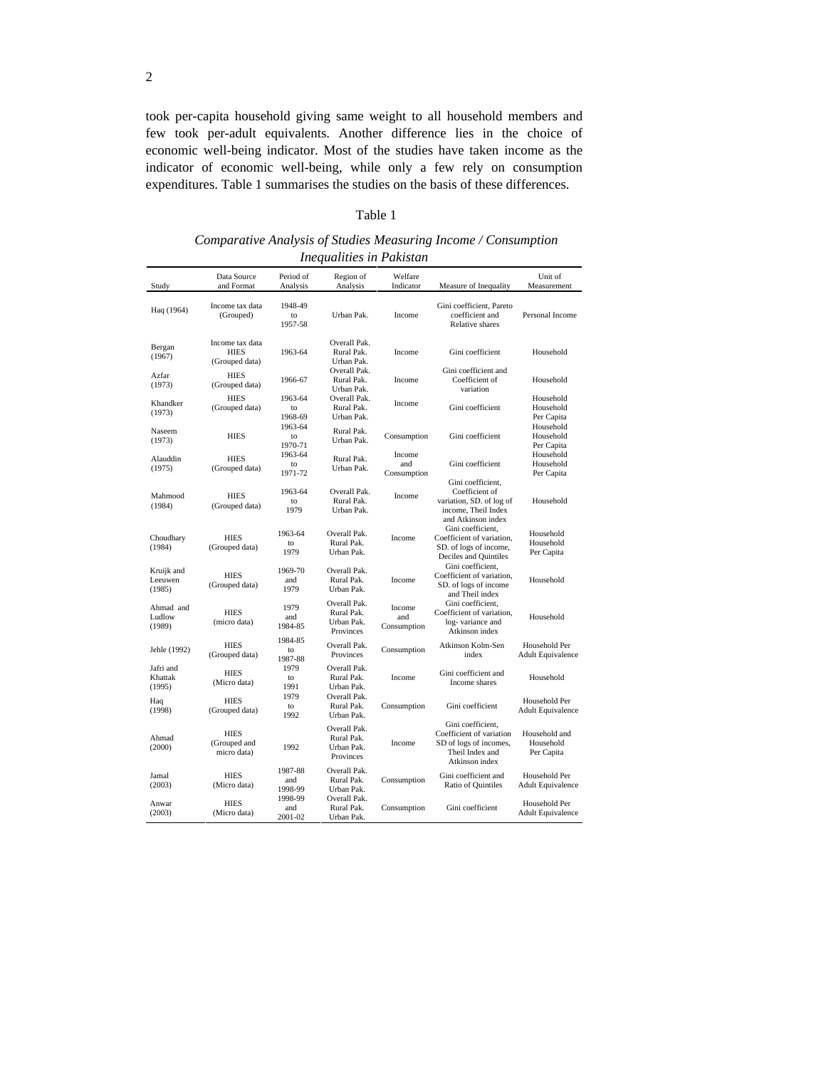took per-capita household giving same weight to all household members and few took per-adult equivalents. Another difference lies in the choice of economic well-being indicator. Most of the studies have taken income as the indicator of economic well-being, while only a few rely on consumption expenditures. Table 1 summarises the studies on the basis of these differences.

Table 1

*Comparative Analysis of Studies Measuring Income / Consumption Inequalities in Pakistan*

| Study | Data Source and Format | Period of Analysis | Region of Analysis | Welfare Indicator | Measure of Inequality | Unit of Measurement |
|---|---|---|---|---|---|---|
| Haq (1964) | Income tax data (Grouped) | 1948-49 to 1957-58 | Urban Pak. | Income | Gini coefficient, Pareto coefficient and Relative shares | Personal Income |
| Bergan (1967) | Income tax data HIES (Grouped data) | 1963-64 | Overall Pak. Rural Pak. Urban Pak. | Income | Gini coefficient | Household |
| Azfar (1973) | HIES (Grouped data) | 1966-67 | Overall Pak. Rural Pak. Urban Pak. | Income | Gini coefficient and Coefficient of variation | Household |
| Khandker (1973) | HIES (Grouped data) | 1963-64 to 1968-69 | Overall Pak. Rural Pak. Urban Pak. | Income | Gini coefficient | Household Household Per Capita |
| Naseem (1973) | HIES | 1963-64 to 1970-71 | Rural Pak. Urban Pak. | Consumption | Gini coefficient | Household Household Per Capita |
| Alauddin (1975) | HIES (Grouped data) | 1963-64 to 1971-72 | Rural Pak. Urban Pak. | Income and Consumption | Gini coefficient | Household Household Per Capita |
| Mahmood (1984) | HIES (Grouped data) | 1963-64 to 1979 | Overall Pak. Rural Pak. Urban Pak. | Income | Gini coefficient, Coefficient of variation, SD. of log of income, Theil Index and Atkinson index | Household |
| Choudhary (1984) | HIES (Grouped data) | 1963-64 to 1979 | Overall Pak. Rural Pak. Urban Pak. | Income | Gini coefficient, Coefficient of variation, SD. of logs of income, Deciles and Quintiles | Household Household Per Capita |
| Kruijk and Leeuwen (1985) | HIES (Grouped data) | 1969-70 and 1979 | Overall Pak. Rural Pak. Urban Pak. | Income | Gini coefficient, Coefficient of variation, SD. of logs of income and Theil index | Household |
| Ahmad and Ludlow (1989) | HIES (micro data) | 1979 and 1984-85 | Overall Pak. Rural Pak. Urban Pak. Provinces | Income and Consumption | Gini coefficient, Coefficient of variation, log- variance and Atkinson index | Household |
| Jehle (1992) | HIES (Grouped data) | 1984-85 to 1987-88 | Overall Pak. Provinces | Consumption | Atkinson Kolm-Sen index | Household Per Adult Equivalence |
| Jafri and Khattak (1995) | HIES (Micro data) | 1979 to 1991 | Overall Pak. Rural Pak. Urban Pak. | Income | Gini coefficient and Income shares | Household |
| Haq (1998) | HIES (Grouped data) | 1979 to 1992 | Overall Pak. Rural Pak. Urban Pak. | Consumption | Gini coefficient | Household Per Adult Equivalence |
| Ahmad (2000) | HIES (Grouped and micro data) | 1992 | Overall Pak. Rural Pak. Urban Pak. Provinces | Income | Gini coefficient, Coefficient of variation SD of logs of incomes, Theil Index and Atkinson index | Household and Household Per Capita |
| Jamal (2003) | HIES (Micro data) | 1987-88 and 1998-99 | Overall Pak. Rural Pak. Urban Pak. | Consumption | Gini coefficient and Ratio of Quintiles | Household Per Adult Equivalence |
| Anwar (2003) | HIES (Micro data) | 1998-99 and 2001-02 | Overall Pak. Rural Pak. Urban Pak. | Consumption | Gini coefficient | Household Per Adult Equivalence |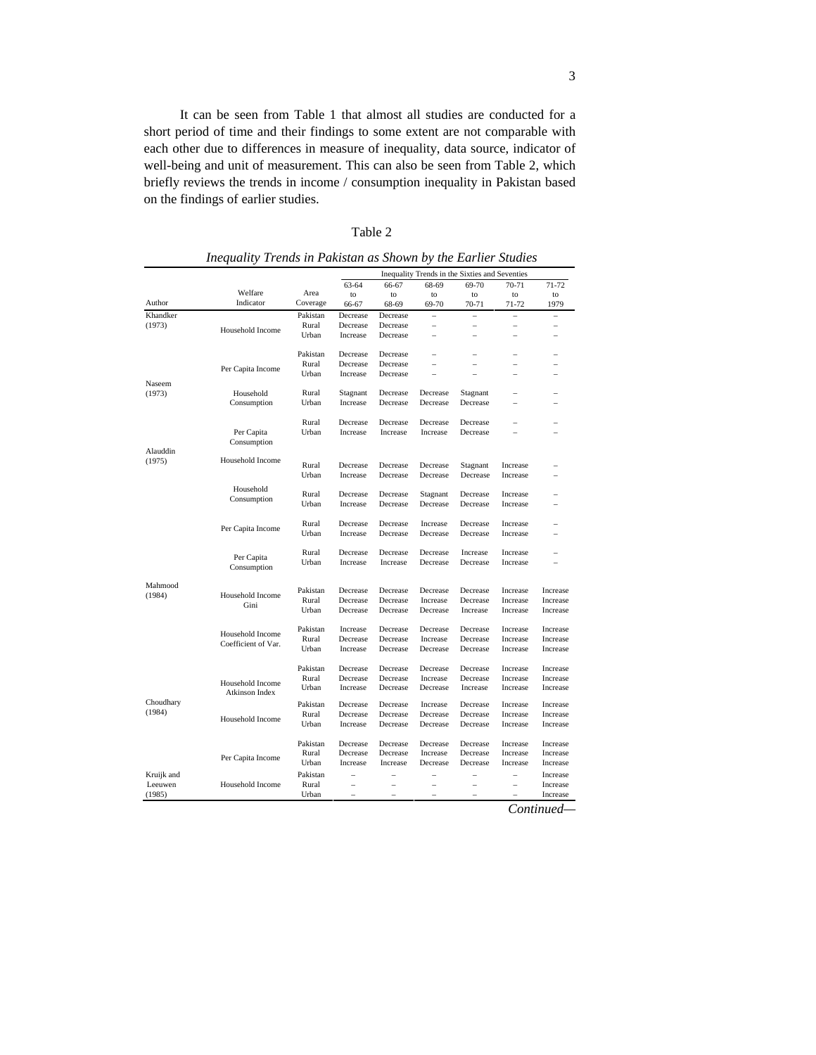It can be seen from Table 1 that almost all studies are conducted for a short period of time and their findings to some extent are not comparable with each other due to differences in measure of inequality, data source, indicator of well-being and unit of measurement. This can also be seen from Table 2, which briefly reviews the trends in income / consumption inequality in Pakistan based on the findings of earlier studies.

Table 2

*Inequality Trends in Pakistan as Shown by the Earlier Studies*

| Author | Welfare Indicator | Area Coverage | Inequality Trends in the Sixties and Seventies | | | | | |
|---|---|---|---|---|---|---|---|---|
| | | | 63-64 to 66-67 | 66-67 to 68-69 | 68-69 to 69-70 | 69-70 to 70-71 | 70-71 to 71-72 | 71-72 to 1979 |
| Khandker (1973) | Household Income | Pakistan | Decrease | Decrease | – | – | – | – |
| | | Rural | Decrease | Decrease | – | – | – | – |
| | | Urban | Increase | Decrease | – | – | – | – |
| | Per Capita Income | Pakistan | Decrease | Decrease | – | – | – | – |
| | | Rural | Decrease | Decrease | – | – | – | – |
| | | Urban | Increase | Decrease | – | – | – | – |
| Naseem (1973) | Household Consumption | Rural | Stagnant | Decrease | Decrease | Stagnant | – | – |
| | | Urban | Increase | Decrease | Decrease | Decrease | – | – |
| | Per Capita Consumption | Rural | Decrease | Decrease | Decrease | Decrease | – | – |
| | | Urban | Increase | Increase | Increase | Decrease | – | – |
| Alauddin (1975) | Household Income | Rural | Decrease | Decrease | Decrease | Stagnant | Increase | – |
| | | Urban | Increase | Decrease | Decrease | Decrease | Increase | – |
| | Household Consumption | Rural | Decrease | Decrease | Stagnant | Decrease | Increase | – |
| | | Urban | Increase | Decrease | Decrease | Decrease | Increase | – |
| | Per Capita Income | Rural | Decrease | Decrease | Increase | Decrease | Increase | – |
| | | Urban | Increase | Decrease | Decrease | Decrease | Increase | – |
| | Per Capita Consumption | Rural | Decrease | Decrease | Decrease | Increase | Increase | – |
| | | Urban | Increase | Increase | Decrease | Decrease | Increase | – |
| Mahmood (1984) | Household Income Gini | Pakistan | Decrease | Decrease | Decrease | Decrease | Increase | Increase |
| | | Rural | Decrease | Decrease | Increase | Decrease | Increase | Increase |
| | | Urban | Decrease | Decrease | Decrease | Increase | Increase | Increase |
| | Household Income Coefficient of Var. | Pakistan | Increase | Decrease | Decrease | Decrease | Increase | Increase |
| | | Rural | Decrease | Decrease | Increase | Decrease | Increase | Increase |
| | | Urban | Increase | Decrease | Decrease | Decrease | Increase | Increase |
| | Household Income Atkinson Index | Pakistan | Decrease | Decrease | Decrease | Decrease | Increase | Increase |
| | | Rural | Decrease | Decrease | Increase | Decrease | Increase | Increase |
| | | Urban | Increase | Decrease | Decrease | Increase | Increase | Increase |
| Choudhary (1984) | Household Income | Pakistan | Decrease | Decrease | Increase | Decrease | Increase | Increase |
| | | Rural | Decrease | Decrease | Decrease | Decrease | Increase | Increase |
| | | Urban | Increase | Decrease | Decrease | Decrease | Increase | Increase |
| | Per Capita Income | Pakistan | Decrease | Decrease | Decrease | Decrease | Increase | Increase |
| | | Rural | Decrease | Decrease | Increase | Decrease | Increase | Increase |
| | | Urban | Increase | Increase | Decrease | Decrease | Increase | Increase |
| Kruijk and Leeuwen (1985) | Household Income | Pakistan | – | – | – | – | – | Increase |
| | | Rural | – | – | – | – | – | Increase |
| | | Urban | – | – | – | – | – | Increase |

*Continued—*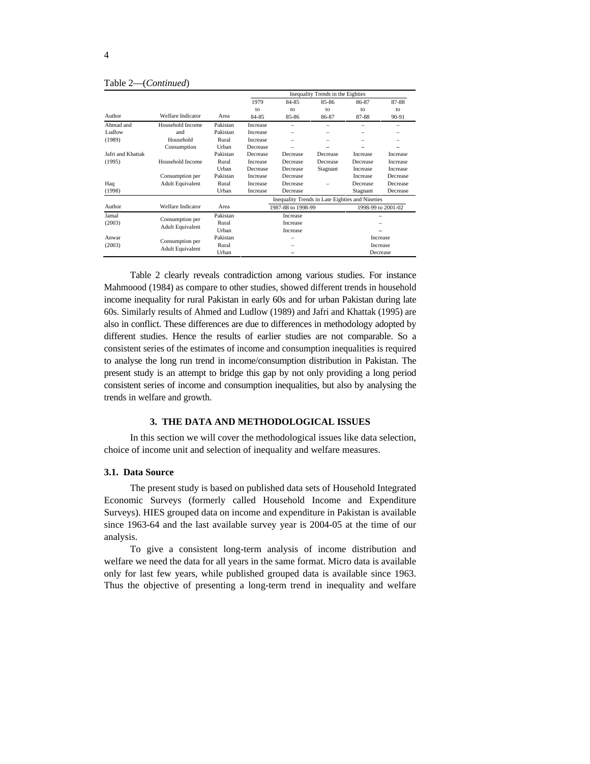Table 2—(*Continued*)

| Author | Welfare Indicator | Area | Inequality Trends in the Eighties | | | | |
|---|---|---|---|---|---|---|---|
| | | | 1979 to 84-85 | 84-85 to 85-86 | 85-86 to 86-87 | 86-87 to 87-88 | 87-88 to 90-91 |
| Ahmad and Ludlow (1989) | Household Income and Household Consumption | Pakistan | Increase | – | – | – | – |
| | | Pakistan | Increase | – | – | – | – |
| | | Rural | Increase | – | – | – | – |
| | | Urban | Decrease | – | – | – | – |
| Jafri and Khattak (1995) | Household Income | Pakistan | Decrease | Decrease | Decrease | Increase | Increase |
| | | Rural | Increase | Decrease | Decrease | Decrease | Increase |
| | | Urban | Decrease | Decrease | Stagnant | Increase | Increase |
| Haq (1998) | Consumption per Adult Equivalent | Pakistan | Increase | Decrease | | Increase | Decrease |
| | | Rural | Increase | Decrease | – | Decrease | Decrease |
| | | Urban | Increase | Decrease | | Stagnant | Decrease |

| Author | Welfare Indicator | Area | Inequality Trends in Late Eighties and Nineties | |
|---|---|---|---|---|
| | | | 1987-88 to 1998-99 | 1998-99 to 2001-02 |
| Jamal (2003) | Consumption per Adult Equivalent | Pakistan | Increase | – |
| | | Rural | Increase | – |
| | | Urban | Increase | – |
| Anwar (2003) | Consumption per Adult Equivalent | Pakistan | – | Increase |
| | | Rural | – | Increase |
| | | Urban | – | Decrease |

Table 2 clearly reveals contradiction among various studies. For instance Mahmoood (1984) as compare to other studies, showed different trends in household income inequality for rural Pakistan in early 60s and for urban Pakistan during late 60s. Similarly results of Ahmed and Ludlow (1989) and Jafri and Khattak (1995) are also in conflict. These differences are due to differences in methodology adopted by different studies. Hence the results of earlier studies are not comparable. So a consistent series of the estimates of income and consumption inequalities is required to analyse the long run trend in income/consumption distribution in Pakistan. The present study is an attempt to bridge this gap by not only providing a long period consistent series of income and consumption inequalities, but also by analysing the trends in welfare and growth.

## 3. THE DATA AND METHODOLOGICAL ISSUES

In this section we will cover the methodological issues like data selection, choice of income unit and selection of inequality and welfare measures.

### 3.1. Data Source

The present study is based on published data sets of Household Integrated Economic Surveys (formerly called Household Income and Expenditure Surveys). HIES grouped data on income and expenditure in Pakistan is available since 1963-64 and the last available survey year is 2004-05 at the time of our analysis.

To give a consistent long-term analysis of income distribution and welfare we need the data for all years in the same format. Micro data is available only for last few years, while published grouped data is available since 1963. Thus the objective of presenting a long-term trend in inequality and welfare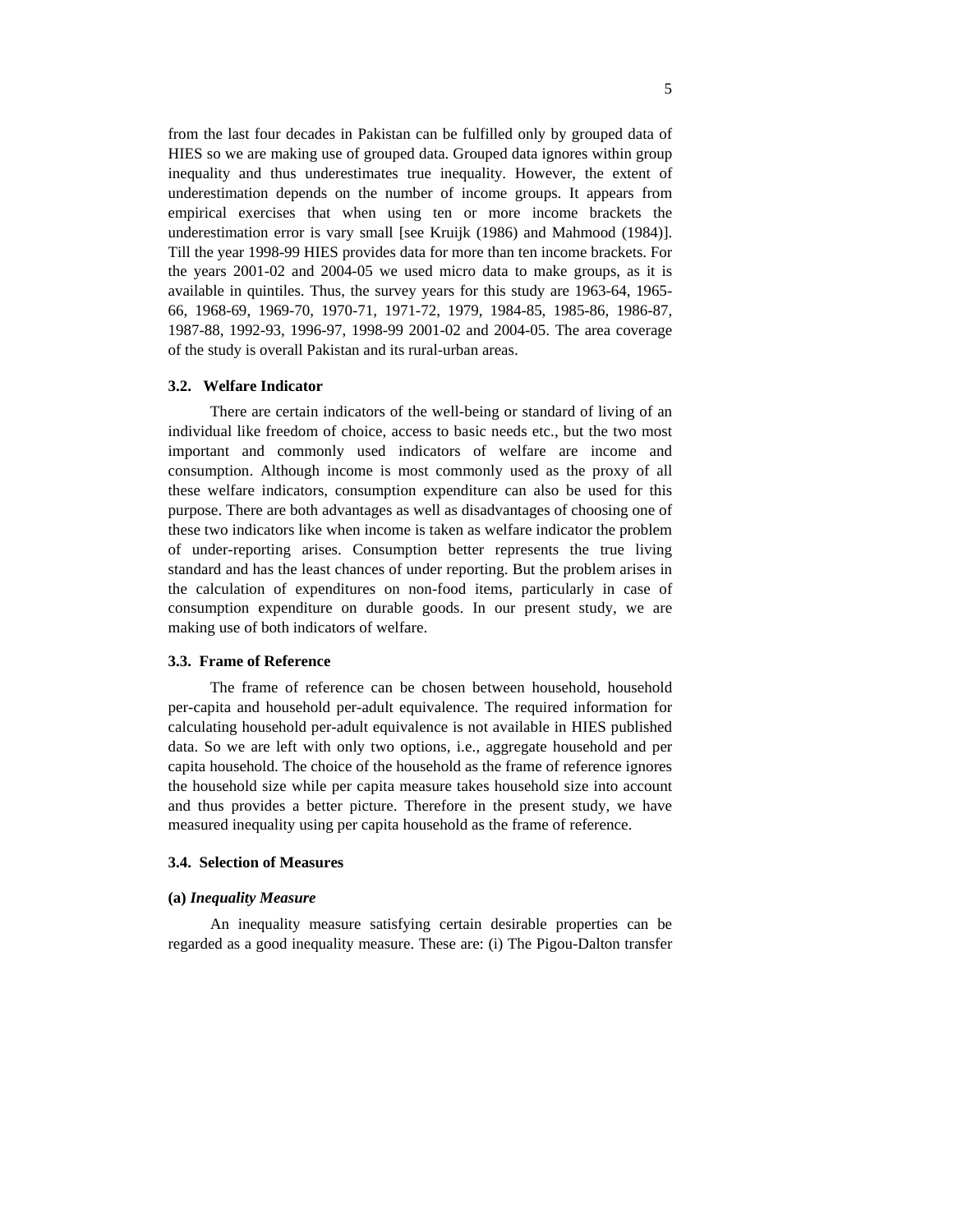from the last four decades in Pakistan can be fulfilled only by grouped data of HIES so we are making use of grouped data. Grouped data ignores within group inequality and thus underestimates true inequality. However, the extent of underestimation depends on the number of income groups. It appears from empirical exercises that when using ten or more income brackets the underestimation error is vary small [see Kruijk (1986) and Mahmood (1984)]. Till the year 1998-99 HIES provides data for more than ten income brackets. For the years 2001-02 and 2004-05 we used micro data to make groups, as it is available in quintiles. Thus, the survey years for this study are 1963-64, 1965-66, 1968-69, 1969-70, 1970-71, 1971-72, 1979, 1984-85, 1985-86, 1986-87, 1987-88, 1992-93, 1996-97, 1998-99 2001-02 and 2004-05. The area coverage of the study is overall Pakistan and its rural-urban areas.

### 3.2. Welfare Indicator

There are certain indicators of the well-being or standard of living of an individual like freedom of choice, access to basic needs etc., but the two most important and commonly used indicators of welfare are income and consumption. Although income is most commonly used as the proxy of all these welfare indicators, consumption expenditure can also be used for this purpose. There are both advantages as well as disadvantages of choosing one of these two indicators like when income is taken as welfare indicator the problem of under-reporting arises. Consumption better represents the true living standard and has the least chances of under reporting. But the problem arises in the calculation of expenditures on non-food items, particularly in case of consumption expenditure on durable goods. In our present study, we are making use of both indicators of welfare.

### 3.3. Frame of Reference

The frame of reference can be chosen between household, household per-capita and household per-adult equivalence. The required information for calculating household per-adult equivalence is not available in HIES published data. So we are left with only two options, i.e., aggregate household and per capita household. The choice of the household as the frame of reference ignores the household size while per capita measure takes household size into account and thus provides a better picture. Therefore in the present study, we have measured inequality using per capita household as the frame of reference.

### 3.4. Selection of Measures

**(a)** ***Inequality Measure***

An inequality measure satisfying certain desirable properties can be regarded as a good inequality measure. These are: (i) The Pigou-Dalton transfer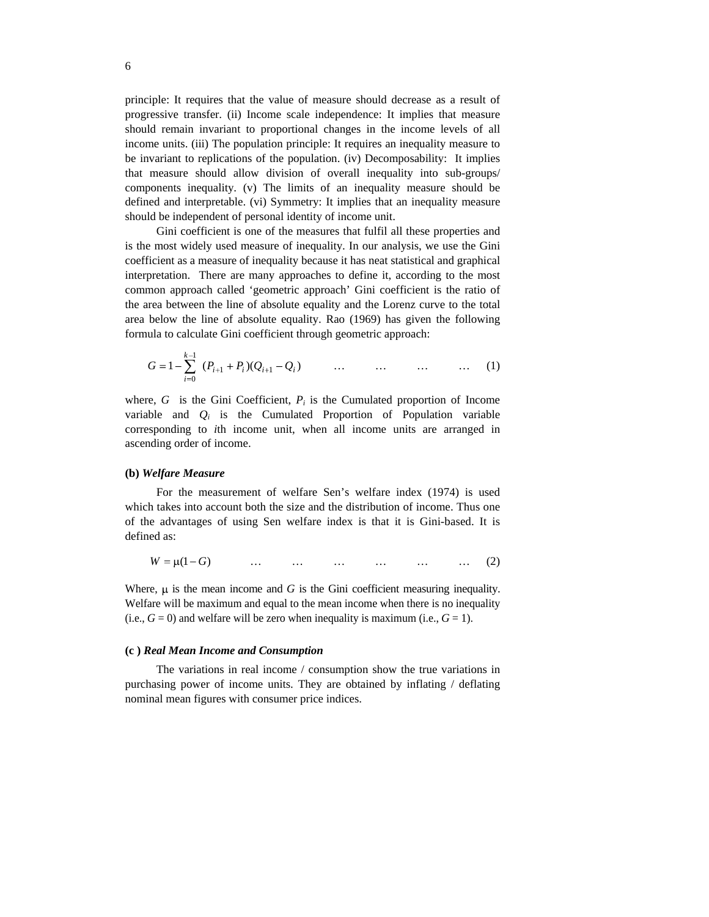principle: It requires that the value of measure should decrease as a result of progressive transfer. (ii) Income scale independence: It implies that measure should remain invariant to proportional changes in the income levels of all income units. (iii) The population principle: It requires an inequality measure to be invariant to replications of the population. (iv) Decomposability: It implies that measure should allow division of overall inequality into sub-groups/ components inequality. (v) The limits of an inequality measure should be defined and interpretable. (vi) Symmetry: It implies that an inequality measure should be independent of personal identity of income unit.

Gini coefficient is one of the measures that fulfil all these properties and is the most widely used measure of inequality. In our analysis, we use the Gini coefficient as a measure of inequality because it has neat statistical and graphical interpretation. There are many approaches to define it, according to the most common approach called 'geometric approach' Gini coefficient is the ratio of the area between the line of absolute equality and the Lorenz curve to the total area below the line of absolute equality. Rao (1969) has given the following formula to calculate Gini coefficient through geometric approach:

$$G = 1 - \sum_{i=0}^{k-1} (P_{i+1} + P_i)(Q_{i+1} - Q_i) \qquad \ldots \quad \ldots \quad \ldots \quad \ldots \quad (1)$$

where, $G$ is the Gini Coefficient, $P_i$ is the Cumulated proportion of Income variable and $Q_i$ is the Cumulated Proportion of Population variable corresponding to *i*th income unit, when all income units are arranged in ascending order of income.

### (b) *Welfare Measure*

For the measurement of welfare Sen's welfare index (1974) is used which takes into account both the size and the distribution of income. Thus one of the advantages of using Sen welfare index is that it is Gini-based. It is defined as:

$$W = \mu(1 - G) \qquad \ldots \quad \ldots \quad \ldots \quad \ldots \quad \ldots \quad \ldots \quad (2)$$

Where, $\mu$ is the mean income and $G$ is the Gini coefficient measuring inequality. Welfare will be maximum and equal to the mean income when there is no inequality (i.e., $G = 0$) and welfare will be zero when inequality is maximum (i.e., $G = 1$).

### (c ) *Real Mean Income and Consumption*

The variations in real income / consumption show the true variations in purchasing power of income units. They are obtained by inflating / deflating nominal mean figures with consumer price indices.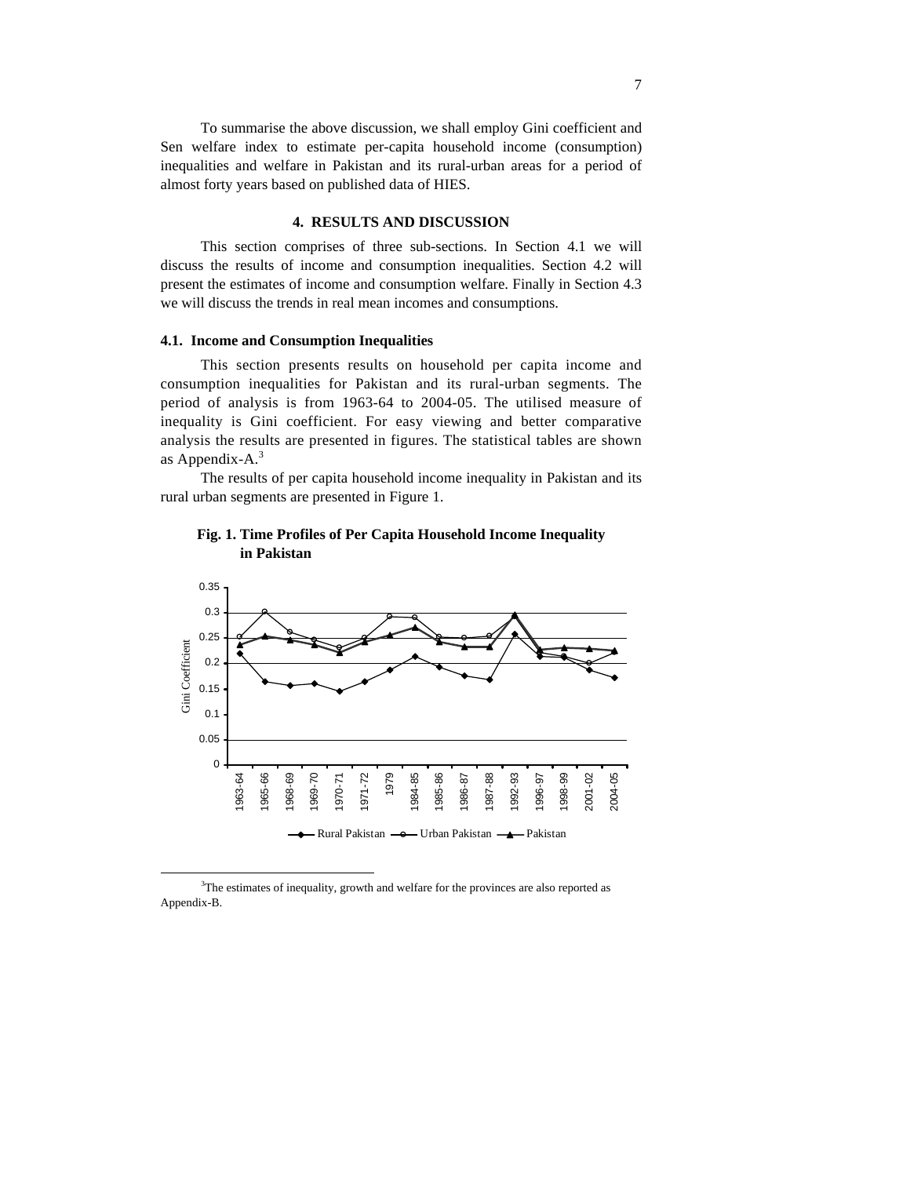To summarise the above discussion, we shall employ Gini coefficient and Sen welfare index to estimate per-capita household income (consumption) inequalities and welfare in Pakistan and its rural-urban areas for a period of almost forty years based on published data of HIES.

## 4. RESULTS AND DISCUSSION

This section comprises of three sub-sections. In Section 4.1 we will discuss the results of income and consumption inequalities. Section 4.2 will present the estimates of income and consumption welfare. Finally in Section 4.3 we will discuss the trends in real mean incomes and consumptions.

### 4.1. Income and Consumption Inequalities

This section presents results on household per capita income and consumption inequalities for Pakistan and its rural-urban segments. The period of analysis is from 1963-64 to 2004-05. The utilised measure of inequality is Gini coefficient. For easy viewing and better comparative analysis the results are presented in figures. The statistical tables are shown as Appendix-A.[3]

The results of per capita household income inequality in Pakistan and its rural urban segments are presented in Figure 1.

**Fig. 1. Time Profiles of Per Capita Household Income Inequality in Pakistan**

[3] The estimates of inequality, growth and welfare for the provinces are also reported as Appendix-B.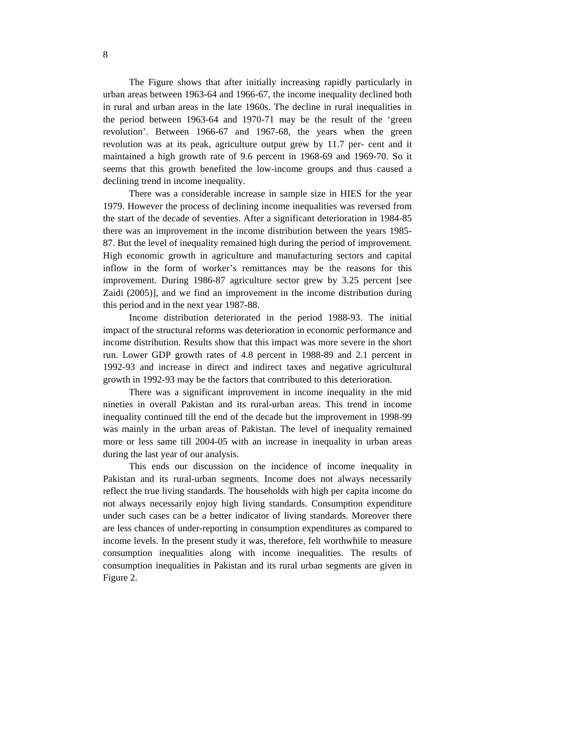The Figure shows that after initially increasing rapidly particularly in urban areas between 1963-64 and 1966-67, the income inequality declined both in rural and urban areas in the late 1960s. The decline in rural inequalities in the period between 1963-64 and 1970-71 may be the result of the 'green revolution'. Between 1966-67 and 1967-68, the years when the green revolution was at its peak, agriculture output grew by 11.7 per- cent and it maintained a high growth rate of 9.6 percent in 1968-69 and 1969-70. So it seems that this growth benefited the low-income groups and thus caused a declining trend in income inequality.

There was a considerable increase in sample size in HIES for the year 1979. However the process of declining income inequalities was reversed from the start of the decade of seventies. After a significant deterioration in 1984-85 there was an improvement in the income distribution between the years 1985-87. But the level of inequality remained high during the period of improvement. High economic growth in agriculture and manufacturing sectors and capital inflow in the form of worker's remittances may be the reasons for this improvement. During 1986-87 agriculture sector grew by 3.25 percent [see Zaidi (2005)], and we find an improvement in the income distribution during this period and in the next year 1987-88.

Income distribution deteriorated in the period 1988-93. The initial impact of the structural reforms was deterioration in economic performance and income distribution. Results show that this impact was more severe in the short run. Lower GDP growth rates of 4.8 percent in 1988-89 and 2.1 percent in 1992-93 and increase in direct and indirect taxes and negative agricultural growth in 1992-93 may be the factors that contributed to this deterioration.

There was a significant improvement in income inequality in the mid nineties in overall Pakistan and its rural-urban areas. This trend in income inequality continued till the end of the decade but the improvement in 1998-99 was mainly in the urban areas of Pakistan. The level of inequality remained more or less same till 2004-05 with an increase in inequality in urban areas during the last year of our analysis.

This ends our discussion on the incidence of income inequality in Pakistan and its rural-urban segments. Income does not always necessarily reflect the true living standards. The households with high per capita income do not always necessarily enjoy high living standards. Consumption expenditure under such cases can be a better indicator of living standards. Moreover there are less chances of under-reporting in consumption expenditures as compared to income levels. In the present study it was, therefore, felt worthwhile to measure consumption inequalities along with income inequalities. The results of consumption inequalities in Pakistan and its rural urban segments are given in Figure 2.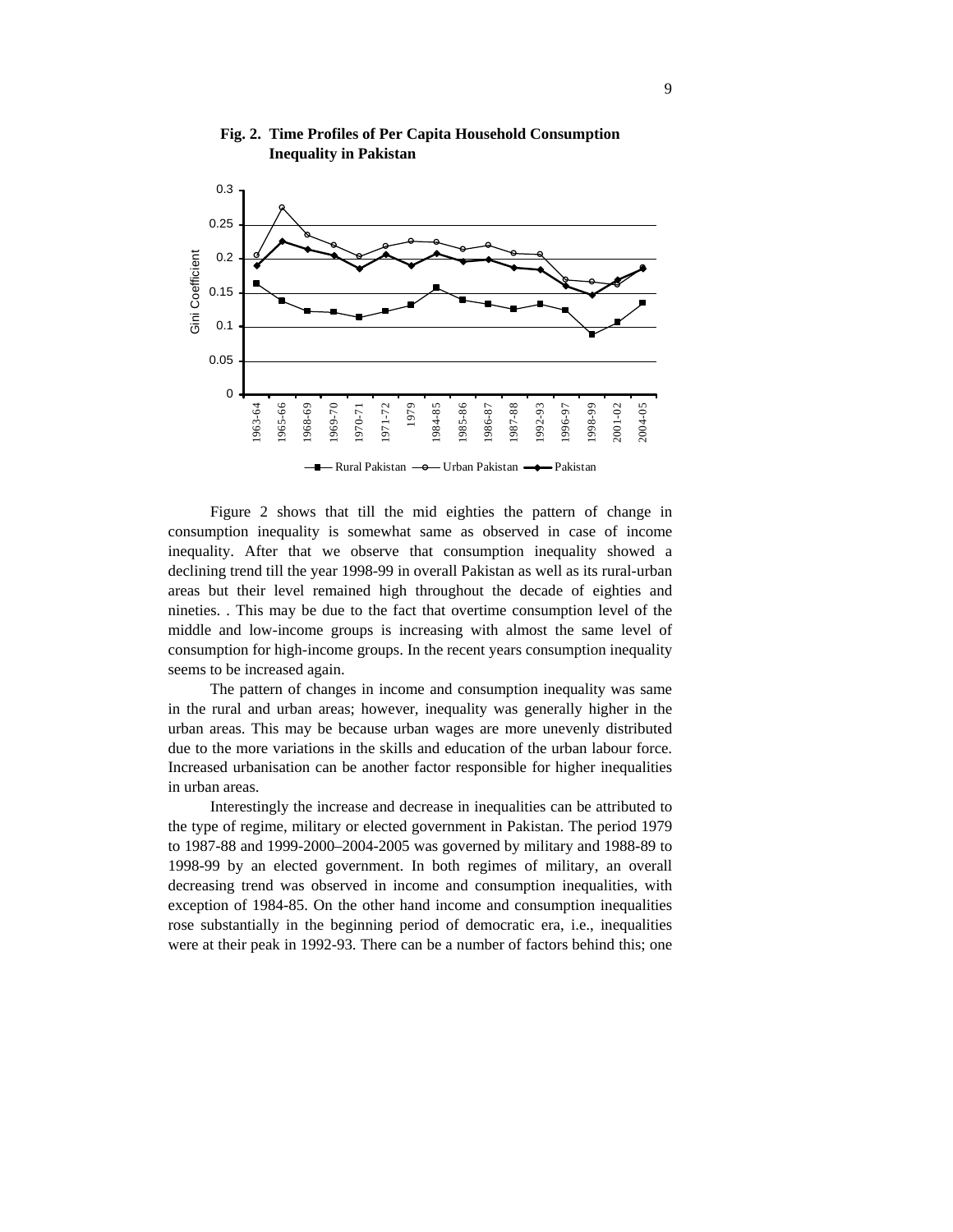**Fig. 2. Time Profiles of Per Capita Household Consumption Inequality in Pakistan**

Figure 2 shows that till the mid eighties the pattern of change in consumption inequality is somewhat same as observed in case of income inequality. After that we observe that consumption inequality showed a declining trend till the year 1998-99 in overall Pakistan as well as its rural-urban areas but their level remained high throughout the decade of eighties and nineties. . This may be due to the fact that overtime consumption level of the middle and low-income groups is increasing with almost the same level of consumption for high-income groups. In the recent years consumption inequality seems to be increased again.

The pattern of changes in income and consumption inequality was same in the rural and urban areas; however, inequality was generally higher in the urban areas. This may be because urban wages are more unevenly distributed due to the more variations in the skills and education of the urban labour force. Increased urbanisation can be another factor responsible for higher inequalities in urban areas.

Interestingly the increase and decrease in inequalities can be attributed to the type of regime, military or elected government in Pakistan. The period 1979 to 1987-88 and 1999-2000–2004-2005 was governed by military and 1988-89 to 1998-99 by an elected government. In both regimes of military, an overall decreasing trend was observed in income and consumption inequalities, with exception of 1984-85. On the other hand income and consumption inequalities rose substantially in the beginning period of democratic era, i.e., inequalities were at their peak in 1992-93. There can be a number of factors behind this; one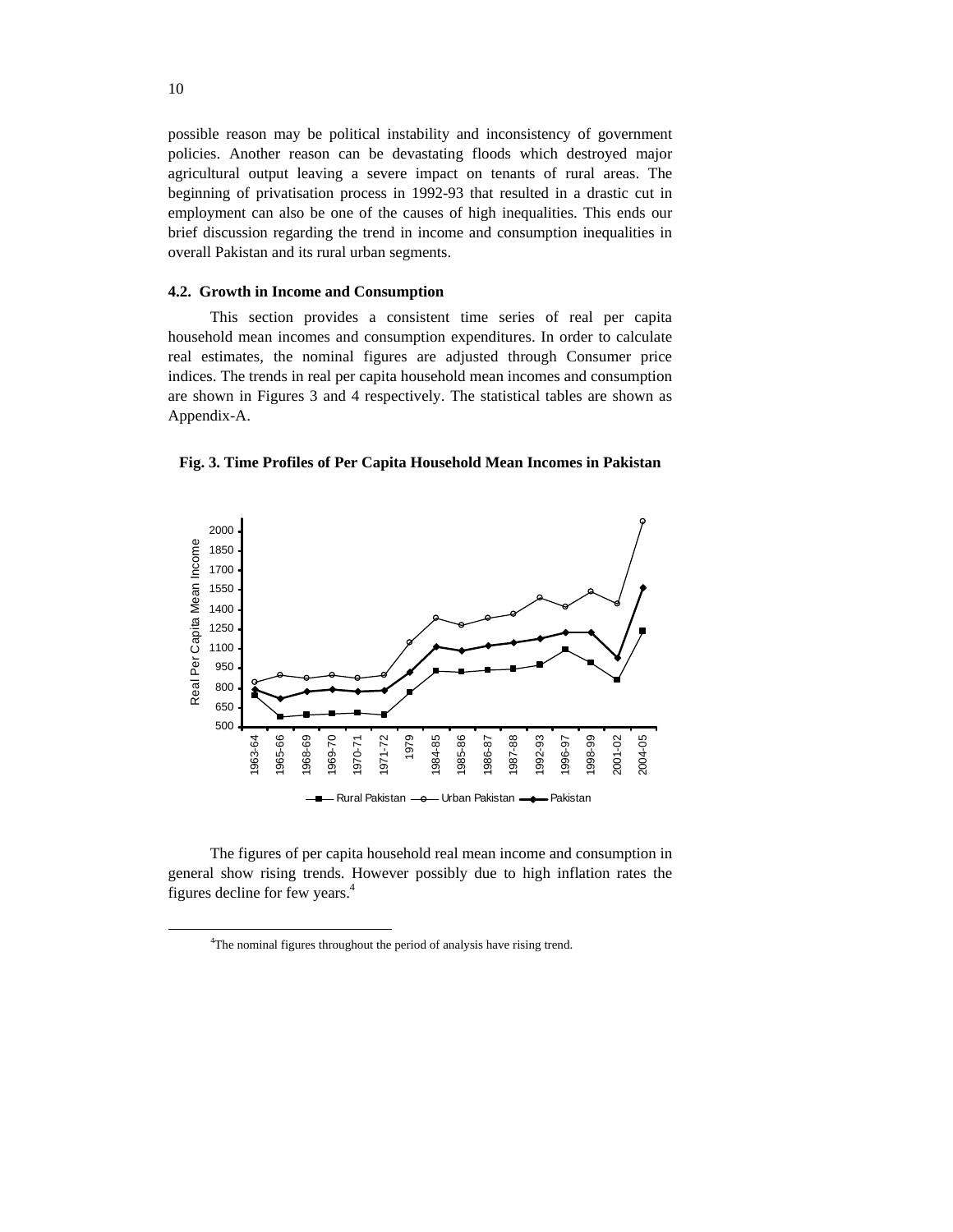possible reason may be political instability and inconsistency of government policies. Another reason can be devastating floods which destroyed major agricultural output leaving a severe impact on tenants of rural areas. The beginning of privatisation process in 1992-93 that resulted in a drastic cut in employment can also be one of the causes of high inequalities. This ends our brief discussion regarding the trend in income and consumption inequalities in overall Pakistan and its rural urban segments.

### 4.2. Growth in Income and Consumption

This section provides a consistent time series of real per capita household mean incomes and consumption expenditures. In order to calculate real estimates, the nominal figures are adjusted through Consumer price indices. The trends in real per capita household mean incomes and consumption are shown in Figures 3 and 4 respectively. The statistical tables are shown as Appendix-A.

**Fig. 3. Time Profiles of Per Capita Household Mean Incomes in Pakistan**

The figures of per capita household real mean income and consumption in general show rising trends. However possibly due to high inflation rates the figures decline for few years.[4]

[4] The nominal figures throughout the period of analysis have rising trend.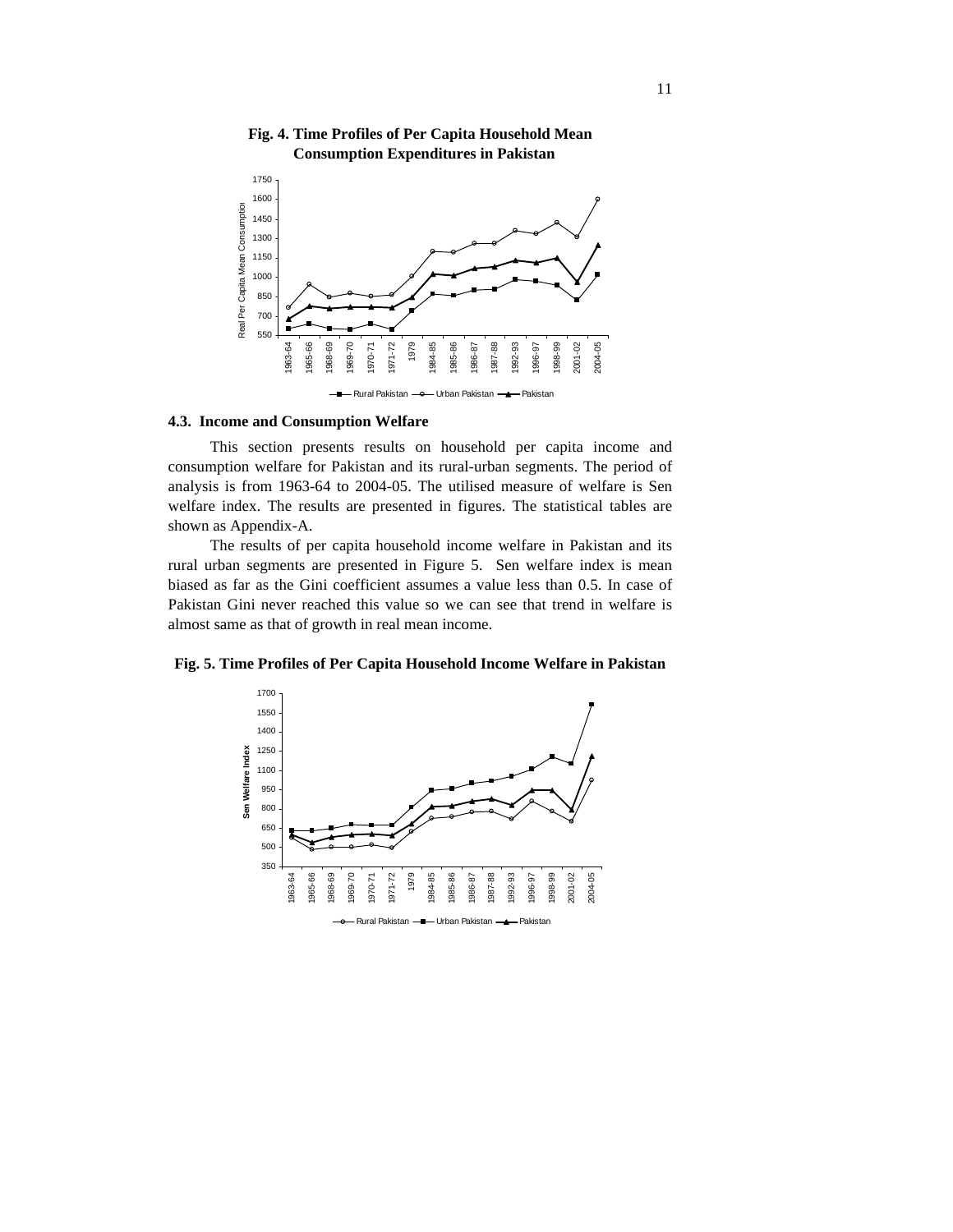**Fig. 4. Time Profiles of Per Capita Household Mean Consumption Expenditures in Pakistan**

### 4.3. Income and Consumption Welfare

This section presents results on household per capita income and consumption welfare for Pakistan and its rural-urban segments. The period of analysis is from 1963-64 to 2004-05. The utilised measure of welfare is Sen welfare index. The results are presented in figures. The statistical tables are shown as Appendix-A.

The results of per capita household income welfare in Pakistan and its rural urban segments are presented in Figure 5. Sen welfare index is mean biased as far as the Gini coefficient assumes a value less than 0.5. In case of Pakistan Gini never reached this value so we can see that trend in welfare is almost same as that of growth in real mean income.

**Fig. 5. Time Profiles of Per Capita Household Income Welfare in Pakistan**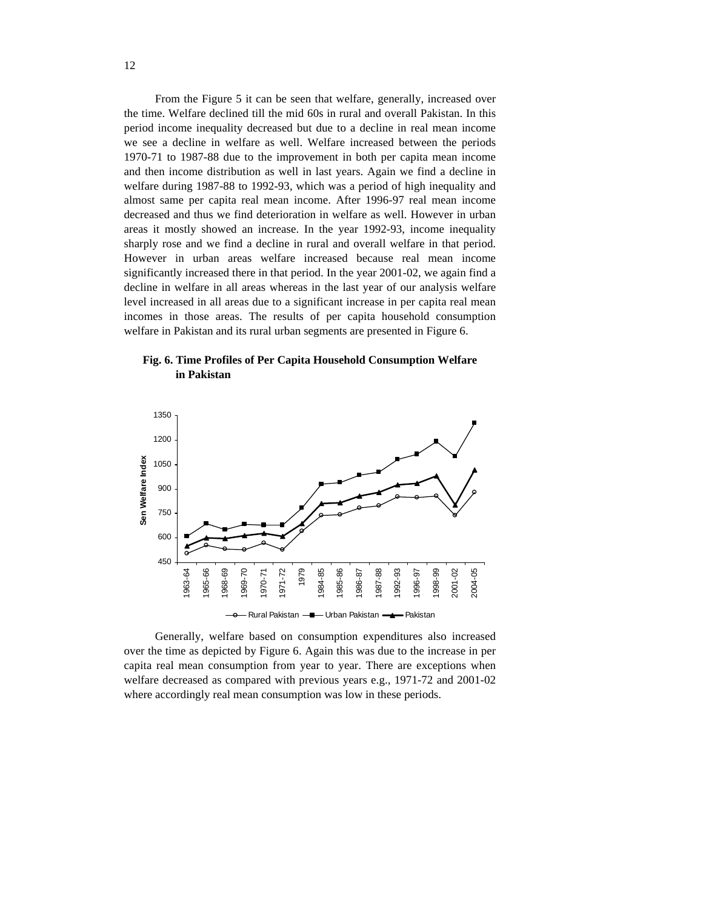From the Figure 5 it can be seen that welfare, generally, increased over the time. Welfare declined till the mid 60s in rural and overall Pakistan. In this period income inequality decreased but due to a decline in real mean income we see a decline in welfare as well. Welfare increased between the periods 1970-71 to 1987-88 due to the improvement in both per capita mean income and then income distribution as well in last years. Again we find a decline in welfare during 1987-88 to 1992-93, which was a period of high inequality and almost same per capita real mean income. After 1996-97 real mean income decreased and thus we find deterioration in welfare as well. However in urban areas it mostly showed an increase. In the year 1992-93, income inequality sharply rose and we find a decline in rural and overall welfare in that period. However in urban areas welfare increased because real mean income significantly increased there in that period. In the year 2001-02, we again find a decline in welfare in all areas whereas in the last year of our analysis welfare level increased in all areas due to a significant increase in per capita real mean incomes in those areas. The results of per capita household consumption welfare in Pakistan and its rural urban segments are presented in Figure 6.

**Fig. 6. Time Profiles of Per Capita Household Consumption Welfare in Pakistan**

Generally, welfare based on consumption expenditures also increased over the time as depicted by Figure 6. Again this was due to the increase in per capita real mean consumption from year to year. There are exceptions when welfare decreased as compared with previous years e.g., 1971-72 and 2001-02 where accordingly real mean consumption was low in these periods.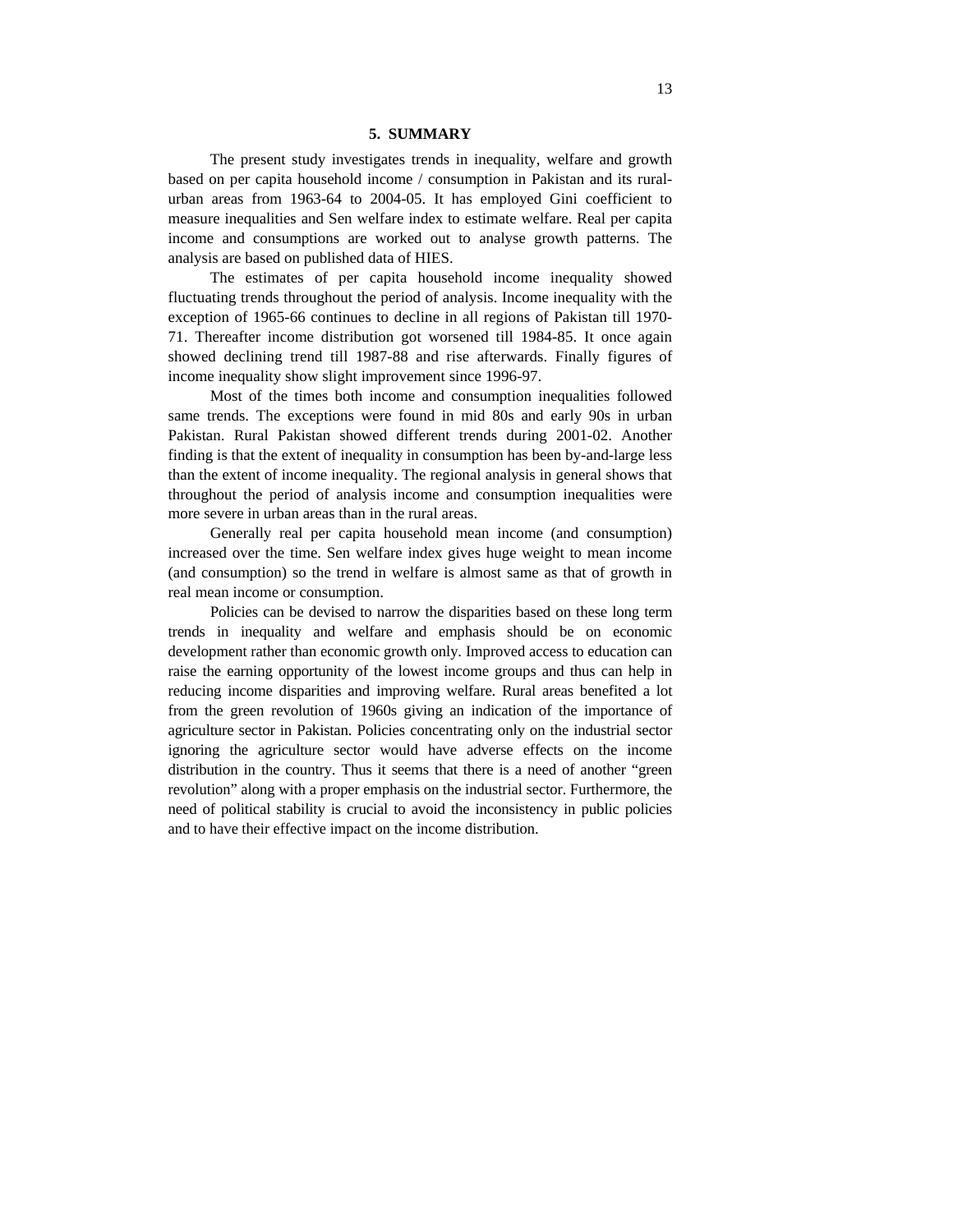## 5. SUMMARY

The present study investigates trends in inequality, welfare and growth based on per capita household income / consumption in Pakistan and its rural-urban areas from 1963-64 to 2004-05. It has employed Gini coefficient to measure inequalities and Sen welfare index to estimate welfare. Real per capita income and consumptions are worked out to analyse growth patterns. The analysis are based on published data of HIES.

The estimates of per capita household income inequality showed fluctuating trends throughout the period of analysis. Income inequality with the exception of 1965-66 continues to decline in all regions of Pakistan till 1970-71. Thereafter income distribution got worsened till 1984-85. It once again showed declining trend till 1987-88 and rise afterwards. Finally figures of income inequality show slight improvement since 1996-97.

Most of the times both income and consumption inequalities followed same trends. The exceptions were found in mid 80s and early 90s in urban Pakistan. Rural Pakistan showed different trends during 2001-02. Another finding is that the extent of inequality in consumption has been by-and-large less than the extent of income inequality. The regional analysis in general shows that throughout the period of analysis income and consumption inequalities were more severe in urban areas than in the rural areas.

Generally real per capita household mean income (and consumption) increased over the time. Sen welfare index gives huge weight to mean income (and consumption) so the trend in welfare is almost same as that of growth in real mean income or consumption.

Policies can be devised to narrow the disparities based on these long term trends in inequality and welfare and emphasis should be on economic development rather than economic growth only. Improved access to education can raise the earning opportunity of the lowest income groups and thus can help in reducing income disparities and improving welfare. Rural areas benefited a lot from the green revolution of 1960s giving an indication of the importance of agriculture sector in Pakistan. Policies concentrating only on the industrial sector ignoring the agriculture sector would have adverse effects on the income distribution in the country. Thus it seems that there is a need of another "green revolution" along with a proper emphasis on the industrial sector. Furthermore, the need of political stability is crucial to avoid the inconsistency in public policies and to have their effective impact on the income distribution.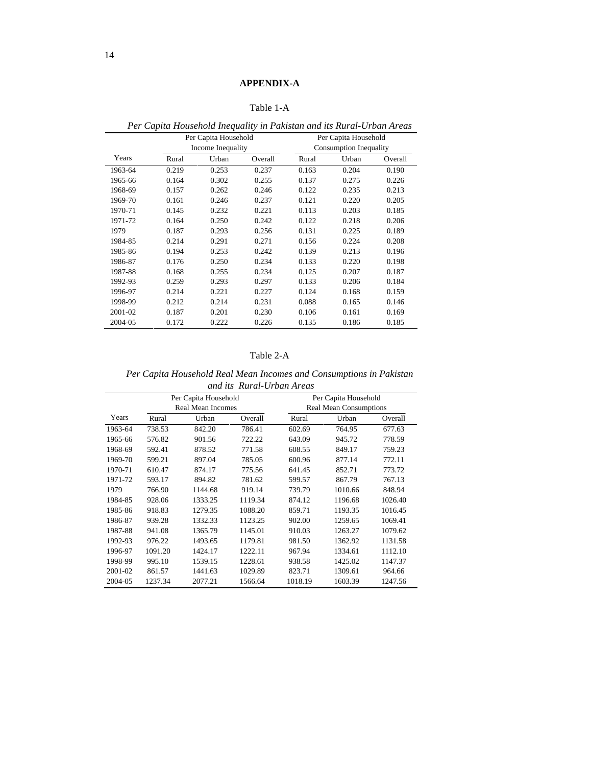## APPENDIX-A

Table 1-A

*Per Capita Household Inequality in Pakistan and its Rural-Urban Areas*

| | Per Capita Household Income Inequality | | | Per Capita Household Consumption Inequality | | |
|---|---|---|---|---|---|---|
| Years | Rural | Urban | Overall | Rural | Urban | Overall |
| 1963-64 | 0.219 | 0.253 | 0.237 | 0.163 | 0.204 | 0.190 |
| 1965-66 | 0.164 | 0.302 | 0.255 | 0.137 | 0.275 | 0.226 |
| 1968-69 | 0.157 | 0.262 | 0.246 | 0.122 | 0.235 | 0.213 |
| 1969-70 | 0.161 | 0.246 | 0.237 | 0.121 | 0.220 | 0.205 |
| 1970-71 | 0.145 | 0.232 | 0.221 | 0.113 | 0.203 | 0.185 |
| 1971-72 | 0.164 | 0.250 | 0.242 | 0.122 | 0.218 | 0.206 |
| 1979 | 0.187 | 0.293 | 0.256 | 0.131 | 0.225 | 0.189 |
| 1984-85 | 0.214 | 0.291 | 0.271 | 0.156 | 0.224 | 0.208 |
| 1985-86 | 0.194 | 0.253 | 0.242 | 0.139 | 0.213 | 0.196 |
| 1986-87 | 0.176 | 0.250 | 0.234 | 0.133 | 0.220 | 0.198 |
| 1987-88 | 0.168 | 0.255 | 0.234 | 0.125 | 0.207 | 0.187 |
| 1992-93 | 0.259 | 0.293 | 0.297 | 0.133 | 0.206 | 0.184 |
| 1996-97 | 0.214 | 0.221 | 0.227 | 0.124 | 0.168 | 0.159 |
| 1998-99 | 0.212 | 0.214 | 0.231 | 0.088 | 0.165 | 0.146 |
| 2001-02 | 0.187 | 0.201 | 0.230 | 0.106 | 0.161 | 0.169 |
| 2004-05 | 0.172 | 0.222 | 0.226 | 0.135 | 0.186 | 0.185 |

Table 2-A

*Per Capita Household Real Mean Incomes and Consumptions in Pakistan and its Rural-Urban Areas*

| | Per Capita Household Real Mean Incomes | | | Per Capita Household Real Mean Consumptions | | |
|---|---|---|---|---|---|---|
| Years | Rural | Urban | Overall | Rural | Urban | Overall |
| 1963-64 | 738.53 | 842.20 | 786.41 | 602.69 | 764.95 | 677.63 |
| 1965-66 | 576.82 | 901.56 | 722.22 | 643.09 | 945.72 | 778.59 |
| 1968-69 | 592.41 | 878.52 | 771.58 | 608.55 | 849.17 | 759.23 |
| 1969-70 | 599.21 | 897.04 | 785.05 | 600.96 | 877.14 | 772.11 |
| 1970-71 | 610.47 | 874.17 | 775.56 | 641.45 | 852.71 | 773.72 |
| 1971-72 | 593.17 | 894.82 | 781.62 | 599.57 | 867.79 | 767.13 |
| 1979 | 766.90 | 1144.68 | 919.14 | 739.79 | 1010.66 | 848.94 |
| 1984-85 | 928.06 | 1333.25 | 1119.34 | 874.12 | 1196.68 | 1026.40 |
| 1985-86 | 918.83 | 1279.35 | 1088.20 | 859.71 | 1193.35 | 1016.45 |
| 1986-87 | 939.28 | 1332.33 | 1123.25 | 902.00 | 1259.65 | 1069.41 |
| 1987-88 | 941.08 | 1365.79 | 1145.01 | 910.03 | 1263.27 | 1079.62 |
| 1992-93 | 976.22 | 1493.65 | 1179.81 | 981.50 | 1362.92 | 1131.58 |
| 1996-97 | 1091.20 | 1424.17 | 1222.11 | 967.94 | 1334.61 | 1112.10 |
| 1998-99 | 995.10 | 1539.15 | 1228.61 | 938.58 | 1425.02 | 1147.37 |
| 2001-02 | 861.57 | 1441.63 | 1029.89 | 823.71 | 1309.61 | 964.66 |
| 2004-05 | 1237.34 | 2077.21 | 1566.64 | 1018.19 | 1603.39 | 1247.56 |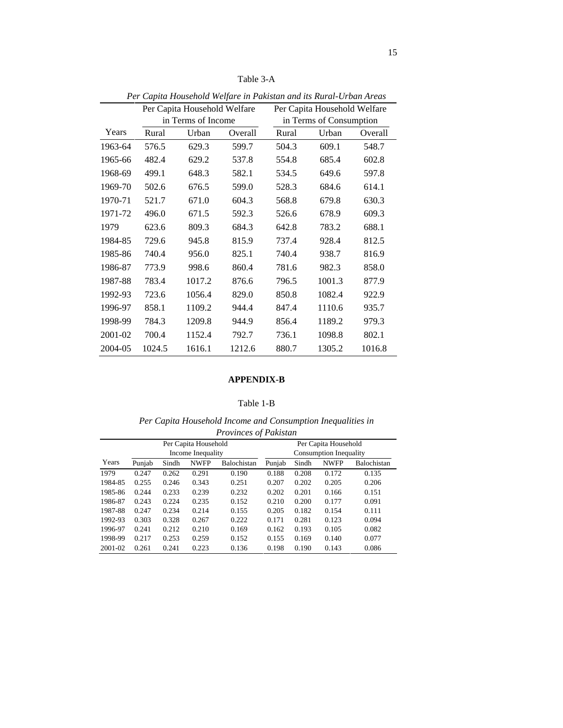Table 3-A

*Per Capita Household Welfare in Pakistan and its Rural-Urban Areas*

| | Per Capita Household Welfare in Terms of Income | | | Per Capita Household Welfare in Terms of Consumption | | |
|---|---|---|---|---|---|---|
| Years | Rural | Urban | Overall | Rural | Urban | Overall |
| 1963-64 | 576.5 | 629.3 | 599.7 | 504.3 | 609.1 | 548.7 |
| 1965-66 | 482.4 | 629.2 | 537.8 | 554.8 | 685.4 | 602.8 |
| 1968-69 | 499.1 | 648.3 | 582.1 | 534.5 | 649.6 | 597.8 |
| 1969-70 | 502.6 | 676.5 | 599.0 | 528.3 | 684.6 | 614.1 |
| 1970-71 | 521.7 | 671.0 | 604.3 | 568.8 | 679.8 | 630.3 |
| 1971-72 | 496.0 | 671.5 | 592.3 | 526.6 | 678.9 | 609.3 |
| 1979 | 623.6 | 809.3 | 684.3 | 642.8 | 783.2 | 688.1 |
| 1984-85 | 729.6 | 945.8 | 815.9 | 737.4 | 928.4 | 812.5 |
| 1985-86 | 740.4 | 956.0 | 825.1 | 740.4 | 938.7 | 816.9 |
| 1986-87 | 773.9 | 998.6 | 860.4 | 781.6 | 982.3 | 858.0 |
| 1987-88 | 783.4 | 1017.2 | 876.6 | 796.5 | 1001.3 | 877.9 |
| 1992-93 | 723.6 | 1056.4 | 829.0 | 850.8 | 1082.4 | 922.9 |
| 1996-97 | 858.1 | 1109.2 | 944.4 | 847.4 | 1110.6 | 935.7 |
| 1998-99 | 784.3 | 1209.8 | 944.9 | 856.4 | 1189.2 | 979.3 |
| 2001-02 | 700.4 | 1152.4 | 792.7 | 736.1 | 1098.8 | 802.1 |
| 2004-05 | 1024.5 | 1616.1 | 1212.6 | 880.7 | 1305.2 | 1016.8 |

## APPENDIX-B

Table 1-B

*Per Capita Household Income and Consumption Inequalities in Provinces of Pakistan*

| | Per Capita Household Income Inequality | | | | Per Capita Household Consumption Inequality | | | |
|---|---|---|---|---|---|---|---|---|
| Years | Punjab | Sindh | NWFP | Balochistan | Punjab | Sindh | NWFP | Balochistan |
| 1979 | 0.247 | 0.262 | 0.291 | 0.190 | 0.188 | 0.208 | 0.172 | 0.135 |
| 1984-85 | 0.255 | 0.246 | 0.343 | 0.251 | 0.207 | 0.202 | 0.205 | 0.206 |
| 1985-86 | 0.244 | 0.233 | 0.239 | 0.232 | 0.202 | 0.201 | 0.166 | 0.151 |
| 1986-87 | 0.243 | 0.224 | 0.235 | 0.152 | 0.210 | 0.200 | 0.177 | 0.091 |
| 1987-88 | 0.247 | 0.234 | 0.214 | 0.155 | 0.205 | 0.182 | 0.154 | 0.111 |
| 1992-93 | 0.303 | 0.328 | 0.267 | 0.222 | 0.171 | 0.281 | 0.123 | 0.094 |
| 1996-97 | 0.241 | 0.212 | 0.210 | 0.169 | 0.162 | 0.193 | 0.105 | 0.082 |
| 1998-99 | 0.217 | 0.253 | 0.259 | 0.152 | 0.155 | 0.169 | 0.140 | 0.077 |
| 2001-02 | 0.261 | 0.241 | 0.223 | 0.136 | 0.198 | 0.190 | 0.143 | 0.086 |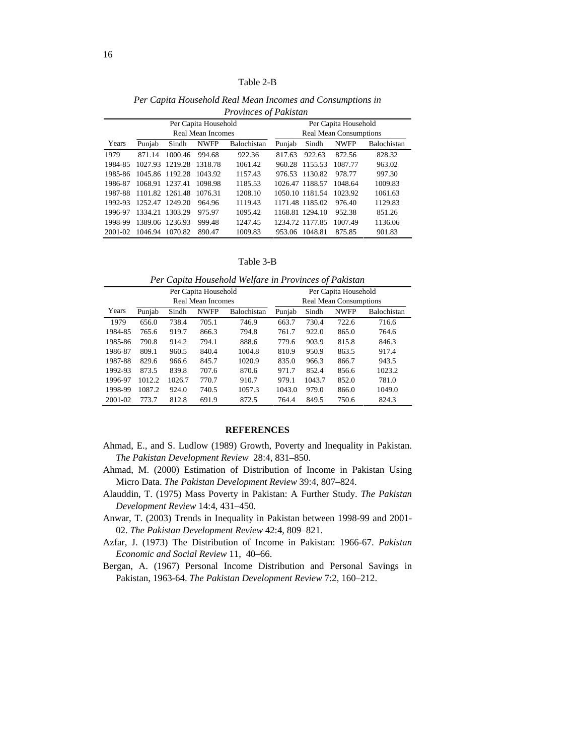Table 2-B

*Per Capita Household Real Mean Incomes and Consumptions in Provinces of Pakistan*

| | Per Capita Household Real Mean Incomes | | | | Per Capita Household Real Mean Consumptions | | | |
|---|---|---|---|---|---|---|---|---|
| Years | Punjab | Sindh | NWFP | Balochistan | Punjab | Sindh | NWFP | Balochistan |
| 1979 | 871.14 | 1000.46 | 994.68 | 922.36 | 817.63 | 922.63 | 872.56 | 828.32 |
| 1984-85 | 1027.93 | 1219.28 | 1318.78 | 1061.42 | 960.28 | 1155.53 | 1087.77 | 963.02 |
| 1985-86 | 1045.86 | 1192.28 | 1043.92 | 1157.43 | 976.53 | 1130.82 | 978.77 | 997.30 |
| 1986-87 | 1068.91 | 1237.41 | 1098.98 | 1185.53 | 1026.47 | 1188.57 | 1048.64 | 1009.83 |
| 1987-88 | 1101.82 | 1261.48 | 1076.31 | 1208.10 | 1050.10 | 1181.54 | 1023.92 | 1061.63 |
| 1992-93 | 1252.47 | 1249.20 | 964.96 | 1119.43 | 1171.48 | 1185.02 | 976.40 | 1129.83 |
| 1996-97 | 1334.21 | 1303.29 | 975.97 | 1095.42 | 1168.81 | 1294.10 | 952.38 | 851.26 |
| 1998-99 | 1389.06 | 1236.93 | 999.48 | 1247.45 | 1234.72 | 1177.85 | 1007.49 | 1136.06 |
| 2001-02 | 1046.94 | 1070.82 | 890.47 | 1009.83 | 953.06 | 1048.81 | 875.85 | 901.83 |

Table 3-B

*Per Capita Household Welfare in Provinces of Pakistan*

| | Per Capita Household Real Mean Incomes | | | | Per Capita Household Real Mean Consumptions | | | |
|---|---|---|---|---|---|---|---|---|
| Years | Punjab | Sindh | NWFP | Balochistan | Punjab | Sindh | NWFP | Balochistan |
| 1979 | 656.0 | 738.4 | 705.1 | 746.9 | 663.7 | 730.4 | 722.6 | 716.6 |
| 1984-85 | 765.6 | 919.7 | 866.3 | 794.8 | 761.7 | 922.0 | 865.0 | 764.6 |
| 1985-86 | 790.8 | 914.2 | 794.1 | 888.6 | 779.6 | 903.9 | 815.8 | 846.3 |
| 1986-87 | 809.1 | 960.5 | 840.4 | 1004.8 | 810.9 | 950.9 | 863.5 | 917.4 |
| 1987-88 | 829.6 | 966.6 | 845.7 | 1020.9 | 835.0 | 966.3 | 866.7 | 943.5 |
| 1992-93 | 873.5 | 839.8 | 707.6 | 870.6 | 971.7 | 852.4 | 856.6 | 1023.2 |
| 1996-97 | 1012.2 | 1026.7 | 770.7 | 910.7 | 979.1 | 1043.7 | 852.0 | 781.0 |
| 1998-99 | 1087.2 | 924.0 | 740.5 | 1057.3 | 1043.0 | 979.0 | 866.0 | 1049.0 |
| 2001-02 | 773.7 | 812.8 | 691.9 | 872.5 | 764.4 | 849.5 | 750.6 | 824.3 |

## REFERENCES

Ahmad, E., and S. Ludlow (1989) Growth, Poverty and Inequality in Pakistan. *The Pakistan Development Review* 28:4, 831–850.

Ahmad, M. (2000) Estimation of Distribution of Income in Pakistan Using Micro Data. *The Pakistan Development Review* 39:4, 807–824.

Alauddin, T. (1975) Mass Poverty in Pakistan: A Further Study. *The Pakistan Development Review* 14:4, 431–450.

Anwar, T. (2003) Trends in Inequality in Pakistan between 1998-99 and 2001-02. *The Pakistan Development Review* 42:4, 809–821.

Azfar, J. (1973) The Distribution of Income in Pakistan: 1966-67. *Pakistan Economic and Social Review* 11, 40–66.

Bergan, A. (1967) Personal Income Distribution and Personal Savings in Pakistan, 1963-64. *The Pakistan Development Review* 7:2, 160–212.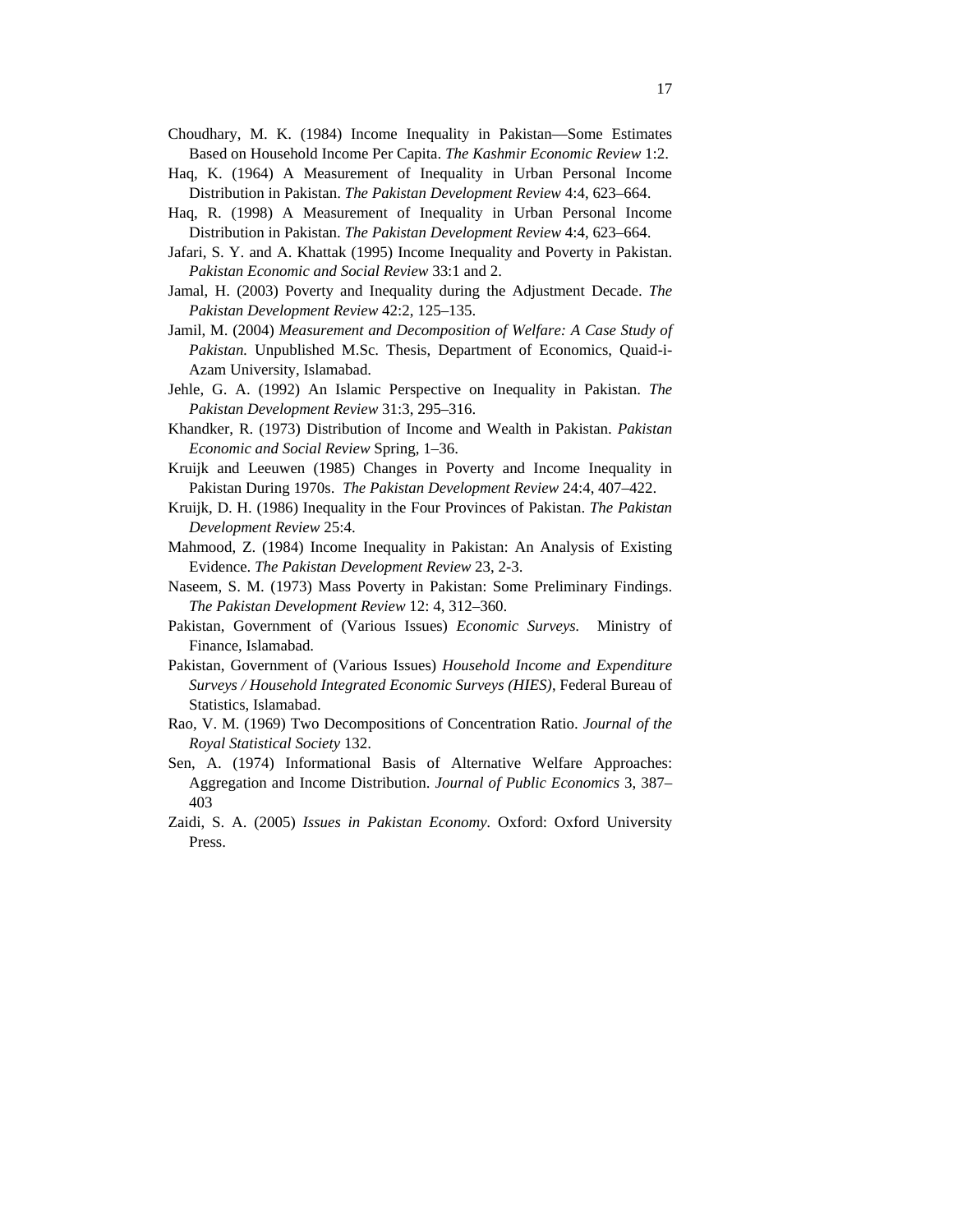Choudhary, M. K. (1984) Income Inequality in Pakistan—Some Estimates Based on Household Income Per Capita. *The Kashmir Economic Review* 1:2.

Haq, K. (1964) A Measurement of Inequality in Urban Personal Income Distribution in Pakistan. *The Pakistan Development Review* 4:4, 623–664.

Haq, R. (1998) A Measurement of Inequality in Urban Personal Income Distribution in Pakistan. *The Pakistan Development Review* 4:4, 623–664.

Jafari, S. Y. and A. Khattak (1995) Income Inequality and Poverty in Pakistan. *Pakistan Economic and Social Review* 33:1 and 2.

Jamal, H. (2003) Poverty and Inequality during the Adjustment Decade. *The Pakistan Development Review* 42:2, 125–135.

Jamil, M. (2004) *Measurement and Decomposition of Welfare: A Case Study of Pakistan.* Unpublished M.Sc. Thesis, Department of Economics, Quaid-i-Azam University, Islamabad.

Jehle, G. A. (1992) An Islamic Perspective on Inequality in Pakistan. *The Pakistan Development Review* 31:3, 295–316.

Khandker, R. (1973) Distribution of Income and Wealth in Pakistan. *Pakistan Economic and Social Review* Spring, 1–36.

Kruijk and Leeuwen (1985) Changes in Poverty and Income Inequality in Pakistan During 1970s. *The Pakistan Development Review* 24:4, 407–422.

Kruijk, D. H. (1986) Inequality in the Four Provinces of Pakistan. *The Pakistan Development Review* 25:4.

Mahmood, Z. (1984) Income Inequality in Pakistan: An Analysis of Existing Evidence. *The Pakistan Development Review* 23, 2-3.

Naseem, S. M. (1973) Mass Poverty in Pakistan: Some Preliminary Findings. *The Pakistan Development Review* 12: 4, 312–360.

Pakistan, Government of (Various Issues) *Economic Surveys.* Ministry of Finance, Islamabad.

Pakistan, Government of (Various Issues) *Household Income and Expenditure Surveys / Household Integrated Economic Surveys (HIES)*, Federal Bureau of Statistics, Islamabad.

Rao, V. M. (1969) Two Decompositions of Concentration Ratio. *Journal of the Royal Statistical Society* 132.

Sen, A. (1974) Informational Basis of Alternative Welfare Approaches: Aggregation and Income Distribution. *Journal of Public Economics* 3, 387–403

Zaidi, S. A. (2005) *Issues in Pakistan Economy.* Oxford: Oxford University Press.